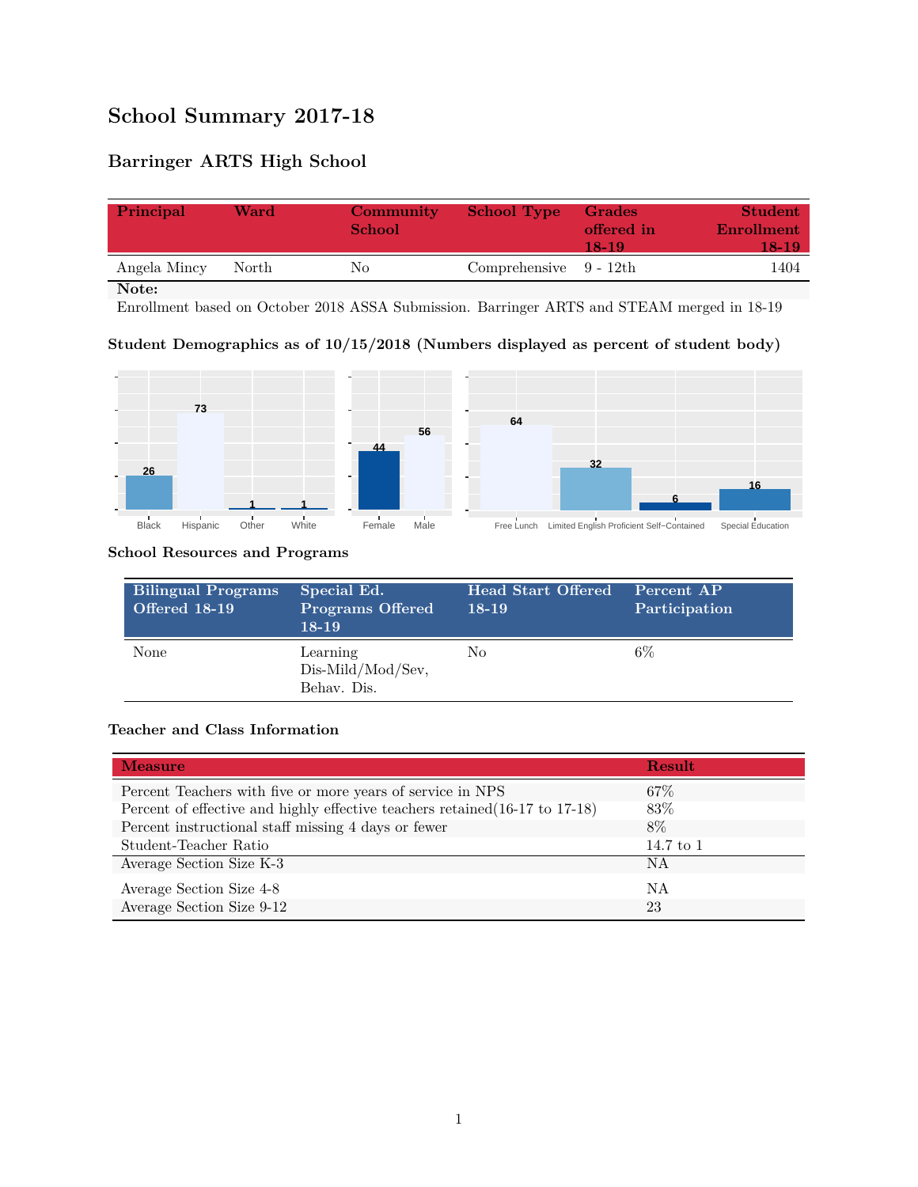# School Summary 2017-18

## Barringer ARTS High School

| Principal | Ward | Community School | School Type | Grades offered in 18-19 | Student Enrollment 18-19 |
|---|---|---|---|---|---|
| Angela Mincy | North | No | Comprehensive | 9 - 12th | 1404 |

**Note:**
Enrollment based on October 2018 ASSA Submission. Barringer ARTS and STEAM merged in 18-19

### Student Demographics as of 10/15/2018 (Numbers displayed as percent of student body)

| Black | Hispanic | Other | White |
|---|---|---|---|
| 26 | 73 | 1 | 1 |

| Female | Male |
|---|---|
| 44 | 56 |

| Free Lunch | Limited English Proficient | Self-Contained | Special Education |
|---|---|---|---|
| 64 | 32 | 6 | 16 |

### School Resources and Programs

| Bilingual Programs Offered 18-19 | Special Ed. Programs Offered 18-19 | Head Start Offered 18-19 | Percent AP Participation |
|---|---|---|---|
| None | Learning Dis-Mild/Mod/Sev, Behav. Dis. | No | 6% |

### Teacher and Class Information

| Measure | Result |
|---|---|
| Percent Teachers with five or more years of service in NPS | 67% |
| Percent of effective and highly effective teachers retained(16-17 to 17-18) | 83% |
| Percent instructional staff missing 4 days or fewer | 8% |
| Student-Teacher Ratio | 14.7 to 1 |
| Average Section Size K-3 | NA |
| Average Section Size 4-8 | NA |
| Average Section Size 9-12 | 23 |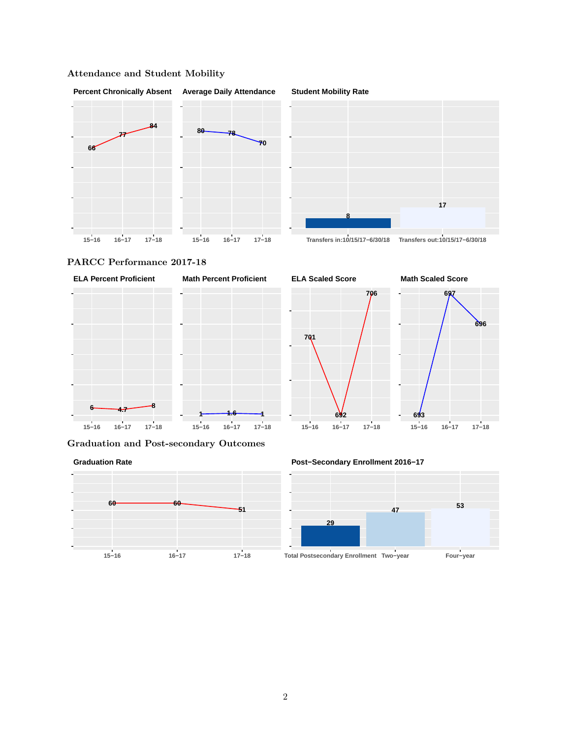## Attendance and Student Mobility

**Percent Chronically Absent**

66
77
84

15–16 16–17 17–18

**Average Daily Attendance**

80
78
70

15–16 16–17 17–18

**Student Mobility Rate**

8
17

Transfers in:10/15/17–6/30/18 Transfers out:10/15/17–6/30/18

## PARCC Performance 2017-18

**ELA Percent Proficient**

6
4.7
8

15–16 16–17 17–18

**Math Percent Proficient**

1
1.6
1

15–16 16–17 17–18

**ELA Scaled Score**

701
692
706

15–16 16–17 17–18

**Math Scaled Score**

693
697
696

15–16 16–17 17–18

## Graduation and Post-secondary Outcomes

**Graduation Rate**

60
60
51

15–16 16–17 17–18

**Post−Secondary Enrollment 2016−17**

29
47
53

Total Postsecondary Enrollment Two−year Four−year